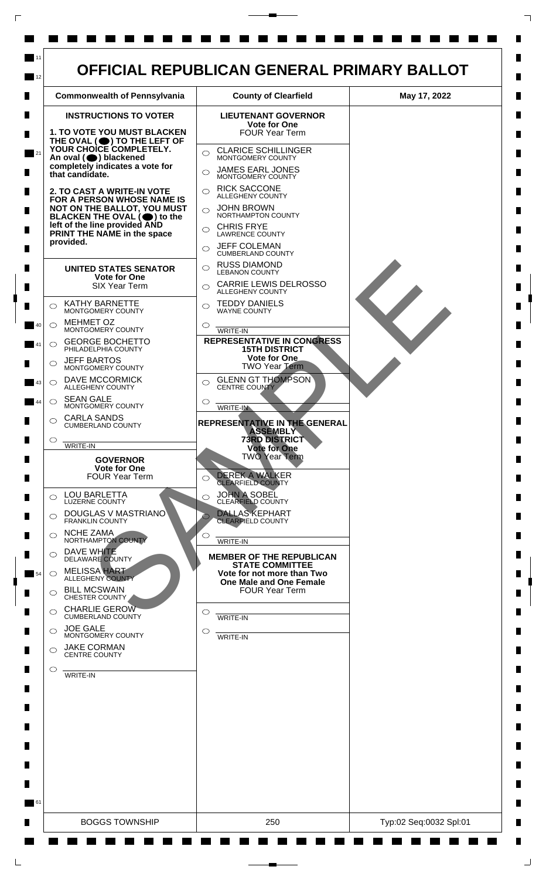# OFFICIAL REPUBLICAN GENERAL PRIMARY BALLOT

| Commonwealth of Pennsylvania | County of Clearfield | May 17, 2022 |
|---|---|---|

## INSTRUCTIONS TO VOTER

**1. TO VOTE YOU MUST BLACKEN THE OVAL (⬤) TO THE LEFT OF YOUR CHOICE COMPLETELY. An oval (⬤) blackened completely indicates a vote for that candidate.**

**2. TO CAST A WRITE-IN VOTE FOR A PERSON WHOSE NAME IS NOT ON THE BALLOT, YOU MUST BLACKEN THE OVAL (⬤) to the left of the line provided AND PRINT THE NAME in the space provided.**

### UNITED STATES SENATOR
**Vote for One**
SIX Year Term

- ○ KATHY BARNETTE — MONTGOMERY COUNTY
- ○ MEHMET OZ — MONTGOMERY COUNTY
- ○ GEORGE BOCHETTO — PHILADELPHIA COUNTY
- ○ JEFF BARTOS — MONTGOMERY COUNTY
- ○ DAVE MCCORMICK — ALLEGHENY COUNTY
- ○ SEAN GALE — MONTGOMERY COUNTY
- ○ CARLA SANDS — CUMBERLAND COUNTY
- ○ WRITE-IN

### GOVERNOR
**Vote for One**
FOUR Year Term

- ○ LOU BARLETTA — LUZERNE COUNTY
- ○ DOUGLAS V MASTRIANO — FRANKLIN COUNTY
- ○ NCHE ZAMA — NORTHAMPTON COUNTY
- ○ DAVE WHITE — DELAWARE COUNTY
- ○ MELISSA HART — ALLEGHENY COUNTY
- ○ BILL MCSWAIN — CHESTER COUNTY
- ○ CHARLIE GEROW — CUMBERLAND COUNTY
- ○ JOE GALE — MONTGOMERY COUNTY
- ○ JAKE CORMAN — CENTRE COUNTY
- ○ WRITE-IN

### LIEUTENANT GOVERNOR
**Vote for One**
FOUR Year Term

- ○ CLARICE SCHILLINGER — MONTGOMERY COUNTY
- ○ JAMES EARL JONES — MONTGOMERY COUNTY
- ○ RICK SACCONE — ALLEGHENY COUNTY
- ○ JOHN BROWN — NORTHAMPTON COUNTY
- ○ CHRIS FRYE — LAWRENCE COUNTY
- ○ JEFF COLEMAN — CUMBERLAND COUNTY
- ○ RUSS DIAMOND — LEBANON COUNTY
- ○ CARRIE LEWIS DELROSSO — ALLEGHENY COUNTY
- ○ TEDDY DANIELS — WAYNE COUNTY
- ○ WRITE-IN

### REPRESENTATIVE IN CONGRESS
**15TH DISTRICT**
**Vote for One**
TWO Year Term

- ○ GLENN GT THOMPSON — CENTRE COUNTY
- ○ WRITE-IN

### REPRESENTATIVE IN THE GENERAL ASSEMBLY
**73RD DISTRICT**
**Vote for One**
TWO Year Term

- ○ DEREK A WALKER — CLEARFIELD COUNTY
- ○ JOHN A SOBEL — CLEARFIELD COUNTY
- ○ DALLAS KEPHART — CLEARFIELD COUNTY
- ○ WRITE-IN

### MEMBER OF THE REPUBLICAN STATE COMMITTEE
**Vote for not more than Two**
**One Male and One Female**
FOUR Year Term

- ○ WRITE-IN
- ○ WRITE-IN

SAMPLE

| BOGGS TOWNSHIP | 250 | Typ:02 Seq:0032 Spl:01 |
|---|---|---|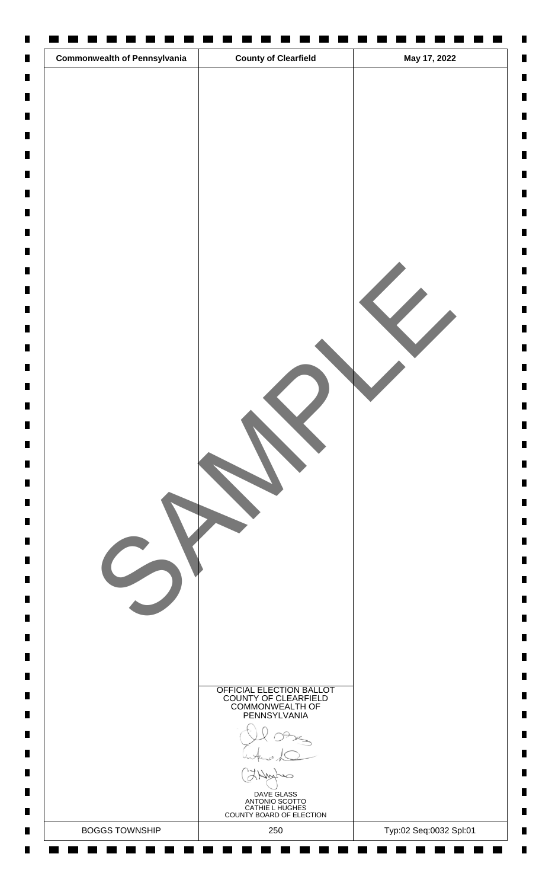| Commonwealth of Pennsylvania | County of Clearfield | May 17, 2022 |
|---|---|---|
| | OFFICIAL ELECTION BALLOT<br>COUNTY OF CLEARFIELD<br>COMMONWEALTH OF PENNSYLVANIA<br><br>DAVE GLASS<br>ANTONIO SCOTTO<br>CATHIE L HUGHES<br>COUNTY BOARD OF ELECTION | |
| BOGGS TOWNSHIP | 250 | Typ:02 Seq:0032 Spl:01 |

SAMPLE